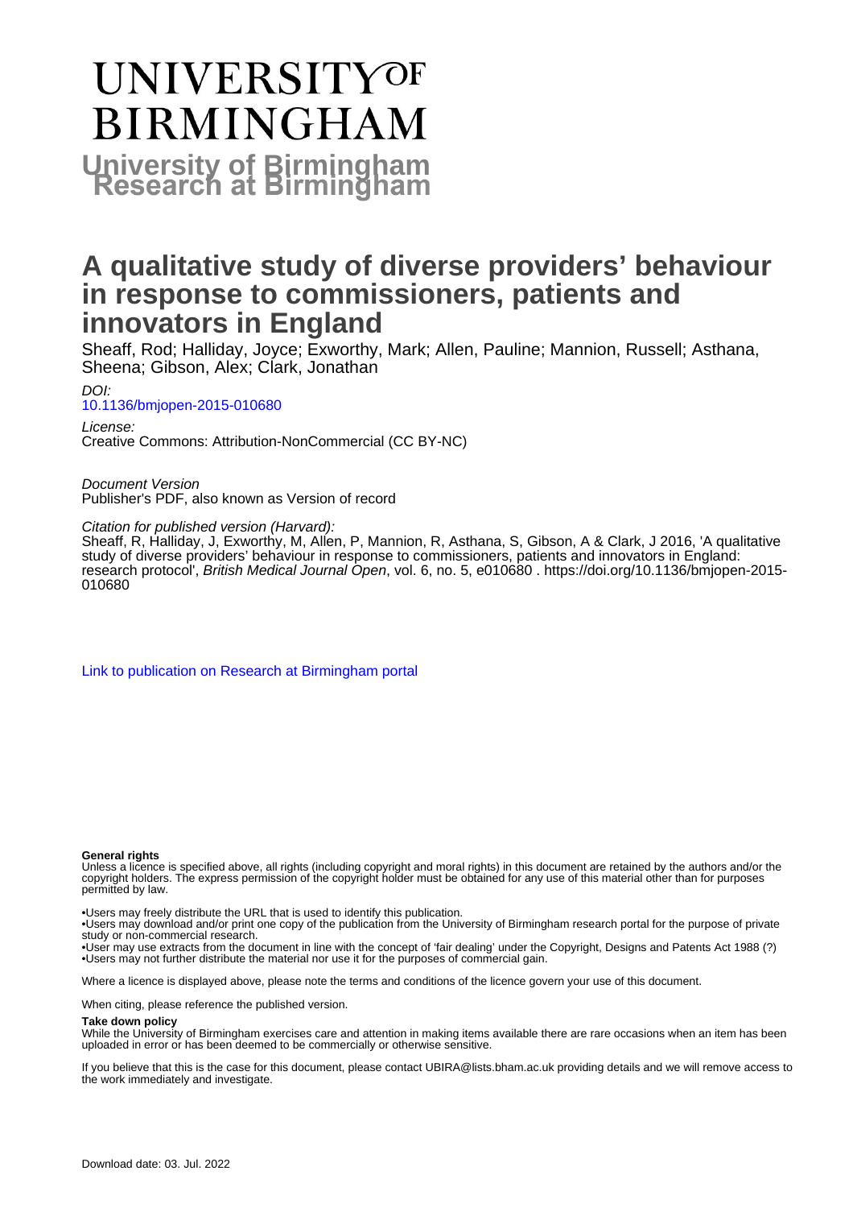# UNIVERSITY OF BIRMINGHAM

## University of Birmingham Research at Birmingham

# A qualitative study of diverse providers' behaviour in response to commissioners, patients and innovators in England

Sheaff, Rod; Halliday, Joyce; Exworthy, Mark; Allen, Pauline; Mannion, Russell; Asthana, Sheena; Gibson, Alex; Clark, Jonathan

*DOI:*
10.1136/bmjopen-2015-010680

*License:*
Creative Commons: Attribution-NonCommercial (CC BY-NC)

*Document Version*
Publisher's PDF, also known as Version of record

*Citation for published version (Harvard):*
Sheaff, R, Halliday, J, Exworthy, M, Allen, P, Mannion, R, Asthana, S, Gibson, A & Clark, J 2016, 'A qualitative study of diverse providers' behaviour in response to commissioners, patients and innovators in England: research protocol', *British Medical Journal Open*, vol. 6, no. 5, e010680 . https://doi.org/10.1136/bmjopen-2015-010680

Link to publication on Research at Birmingham portal

**General rights**

Unless a licence is specified above, all rights (including copyright and moral rights) in this document are retained by the authors and/or the copyright holders. The express permission of the copyright holder must be obtained for any use of this material other than for purposes permitted by law.

•Users may freely distribute the URL that is used to identify this publication.
•Users may download and/or print one copy of the publication from the University of Birmingham research portal for the purpose of private study or non-commercial research.
•User may use extracts from the document in line with the concept of 'fair dealing' under the Copyright, Designs and Patents Act 1988 (?)
•Users may not further distribute the material nor use it for the purposes of commercial gain.

Where a licence is displayed above, please note the terms and conditions of the licence govern your use of this document.

When citing, please reference the published version.

**Take down policy**

While the University of Birmingham exercises care and attention in making items available there are rare occasions when an item has been uploaded in error or has been deemed to be commercially or otherwise sensitive.

If you believe that this is the case for this document, please contact UBIRA@lists.bham.ac.uk providing details and we will remove access to the work immediately and investigate.

Download date: 03. Jul. 2022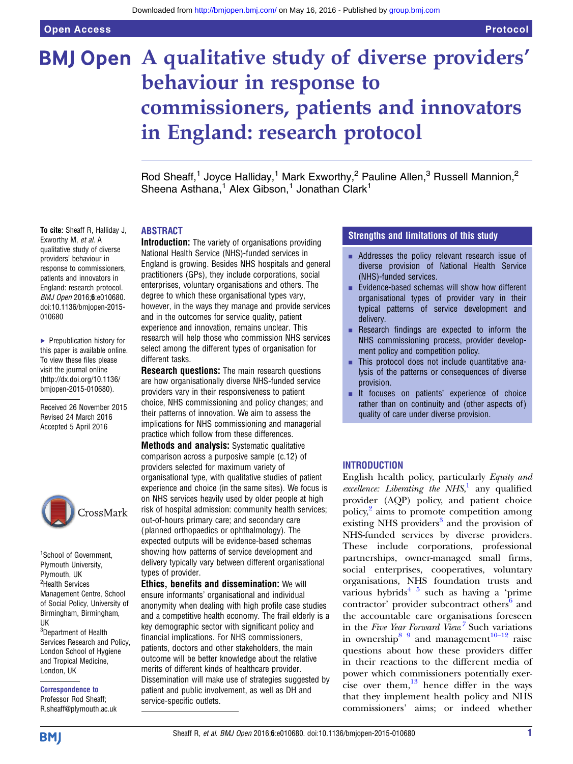# A qualitative study of diverse providers' behaviour in response to commissioners, patients and innovators in England: research protocol

Rod Sheaff,[1] Joyce Halliday,[1] Mark Exworthy,[2] Pauline Allen,[3] Russell Mannion,[2] Sheena Asthana,[1] Alex Gibson,[1] Jonathan Clark[1]

**To cite:** Sheaff R, Halliday J, Exworthy M, *et al*. A qualitative study of diverse providers' behaviour in response to commissioners, patients and innovators in England: research protocol. *BMJ Open* 2016;**6**:e010680. doi:10.1136/bmjopen-2015-010680

► Prepublication history for this paper is available online. To view these files please visit the journal online (http://dx.doi.org/10.1136/bmjopen-2015-010680).

Received 26 November 2015
Revised 24 March 2016
Accepted 5 April 2016

[1]School of Government, Plymouth University, Plymouth, UK
[2]Health Services Management Centre, School of Social Policy, University of Birmingham, Birmingham, UK
[3]Department of Health Services Research and Policy, London School of Hygiene and Tropical Medicine, London, UK

**Correspondence to**
Professor Rod Sheaff;
R.sheaff@plymouth.ac.uk

## ABSTRACT

**Introduction:** The variety of organisations providing National Health Service (NHS)-funded services in England is growing. Besides NHS hospitals and general practitioners (GPs), they include corporations, social enterprises, voluntary organisations and others. The degree to which these organisational types vary, however, in the ways they manage and provide services and in the outcomes for service quality, patient experience and innovation, remains unclear. This research will help those who commission NHS services select among the different types of organisation for different tasks.

**Research questions:** The main research questions are how organisationally diverse NHS-funded service providers vary in their responsiveness to patient choice, NHS commissioning and policy changes; and their patterns of innovation. We aim to assess the implications for NHS commissioning and managerial practice which follow from these differences.

**Methods and analysis:** Systematic qualitative comparison across a purposive sample (c.12) of providers selected for maximum variety of organisational type, with qualitative studies of patient experience and choice (in the same sites). We focus is on NHS services heavily used by older people at high risk of hospital admission: community health services; out-of-hours primary care; and secondary care (planned orthopaedics or ophthalmology). The expected outputs will be evidence-based schemas showing how patterns of service development and delivery typically vary between different organisational types of provider.

**Ethics, benefits and dissemination:** We will ensure informants' organisational and individual anonymity when dealing with high profile case studies and a competitive health economy. The frail elderly is a key demographic sector with significant policy and financial implications. For NHS commissioners, patients, doctors and other stakeholders, the main outcome will be better knowledge about the relative merits of different kinds of healthcare provider. Dissemination will make use of strategies suggested by patient and public involvement, as well as DH and service-specific outlets.

## Strengths and limitations of this study

- Addresses the policy relevant research issue of diverse provision of National Health Service (NHS)-funded services.
- Evidence-based schemas will show how different organisational types of provider vary in their typical patterns of service development and delivery.
- Research findings are expected to inform the NHS commissioning process, provider development policy and competition policy.
- This protocol does not include quantitative analysis of the patterns or consequences of diverse provision.
- It focuses on patients' experience of choice rather than on continuity and (other aspects of) quality of care under diverse provision.

## INTRODUCTION

English health policy, particularly *Equity and excellence: Liberating the NHS*,[1] any qualified provider (AQP) policy, and patient choice policy,[2] aims to promote competition among existing NHS providers[3] and the provision of NHS-funded services by diverse providers. These include corporations, professional partnerships, owner-managed small firms, social enterprises, cooperatives, voluntary organisations, NHS foundation trusts and various hybrids[4 5] such as having a 'prime contractor' provider subcontract others[6] and the accountable care organisations foreseen in the *Five Year Forward View*.[7] Such variations in ownership[8 9] and management[10–12] raise questions about how these providers differ in their reactions to the different media of power which commissioners potentially exercise over them,[13] hence differ in the ways that they implement health policy and NHS commissioners' aims; or indeed whether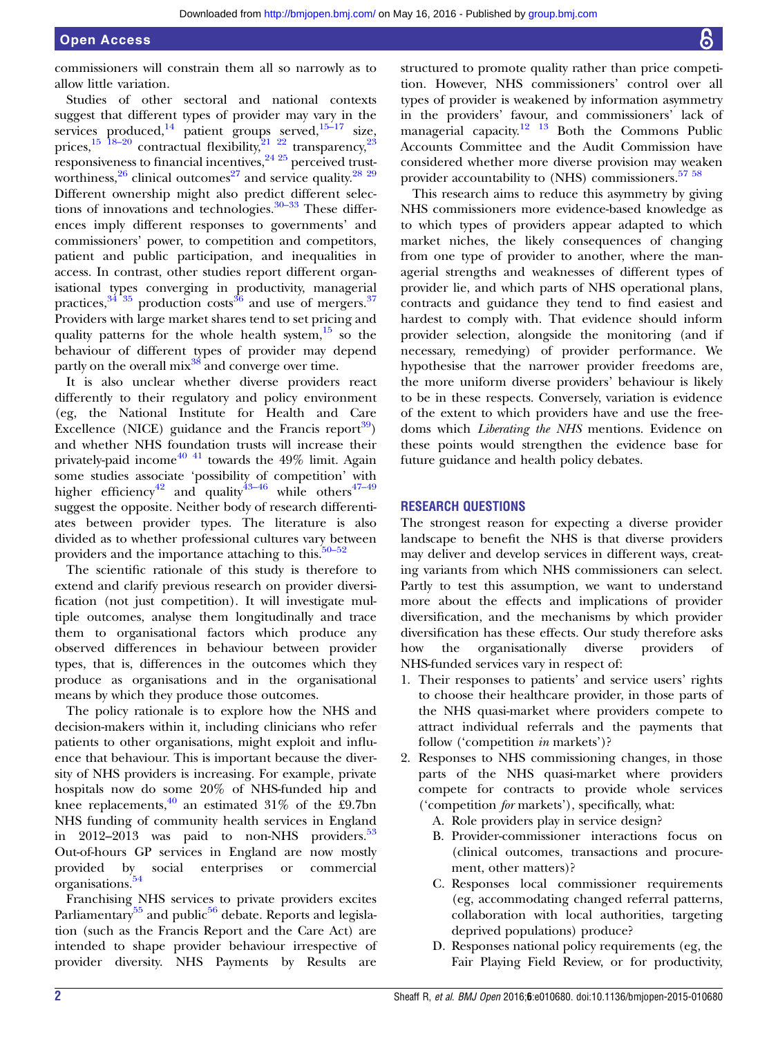commissioners will constrain them all so narrowly as to allow little variation.

Studies of other sectoral and national contexts suggest that different types of provider may vary in the services produced,[14] patient groups served,[15–17] size, prices,[15 18–20] contractual flexibility,[21 22] transparency,[23] responsiveness to financial incentives,[24 25] perceived trustworthiness,[26] clinical outcomes[27] and service quality.[28 29] Different ownership might also predict different selections of innovations and technologies.[30–33] These differences imply different responses to governments' and commissioners' power, to competition and competitors, patient and public participation, and inequalities in access. In contrast, other studies report different organisational types converging in productivity, managerial practices,[34 35] production costs[36] and use of mergers.[37] Providers with large market shares tend to set pricing and quality patterns for the whole health system,[15] so the behaviour of different types of provider may depend partly on the overall mix[38] and converge over time.

It is also unclear whether diverse providers react differently to their regulatory and policy environment (eg, the National Institute for Health and Care Excellence (NICE) guidance and the Francis report[39]) and whether NHS foundation trusts will increase their privately-paid income[40 41] towards the 49% limit. Again some studies associate 'possibility of competition' with higher efficiency[42] and quality[43–46] while others[47–49] suggest the opposite. Neither body of research differentiates between provider types. The literature is also divided as to whether professional cultures vary between providers and the importance attaching to this.[50–52]

The scientific rationale of this study is therefore to extend and clarify previous research on provider diversification (not just competition). It will investigate multiple outcomes, analyse them longitudinally and trace them to organisational factors which produce any observed differences in behaviour between provider types, that is, differences in the outcomes which they produce as organisations and in the organisational means by which they produce those outcomes.

The policy rationale is to explore how the NHS and decision-makers within it, including clinicians who refer patients to other organisations, might exploit and influence that behaviour. This is important because the diversity of NHS providers is increasing. For example, private hospitals now do some 20% of NHS-funded hip and knee replacements,[40] an estimated 31% of the £9.7bn NHS funding of community health services in England in 2012–2013 was paid to non-NHS providers.[53] Out-of-hours GP services in England are now mostly provided by social enterprises or commercial organisations.[54]

Franchising NHS services to private providers excites Parliamentary[55] and public[56] debate. Reports and legislation (such as the Francis Report and the Care Act) are intended to shape provider behaviour irrespective of provider diversity. NHS Payments by Results are structured to promote quality rather than price competition. However, NHS commissioners' control over all types of provider is weakened by information asymmetry in the providers' favour, and commissioners' lack of managerial capacity.[12 13] Both the Commons Public Accounts Committee and the Audit Commission have considered whether more diverse provision may weaken provider accountability to (NHS) commissioners.[57 58]

This research aims to reduce this asymmetry by giving NHS commissioners more evidence-based knowledge as to which types of providers appear adapted to which market niches, the likely consequences of changing from one type of provider to another, where the managerial strengths and weaknesses of different types of provider lie, and which parts of NHS operational plans, contracts and guidance they tend to find easiest and hardest to comply with. That evidence should inform provider selection, alongside the monitoring (and if necessary, remedying) of provider performance. We hypothesise that the narrower provider freedoms are, the more uniform diverse providers' behaviour is likely to be in these respects. Conversely, variation is evidence of the extent to which providers have and use the freedoms which *Liberating the NHS* mentions. Evidence on these points would strengthen the evidence base for future guidance and health policy debates.

## RESEARCH QUESTIONS

The strongest reason for expecting a diverse provider landscape to benefit the NHS is that diverse providers may deliver and develop services in different ways, creating variants from which NHS commissioners can select. Partly to test this assumption, we want to understand more about the effects and implications of provider diversification, and the mechanisms by which provider diversification has these effects. Our study therefore asks how the organisationally diverse providers of NHS-funded services vary in respect of:

1. Their responses to patients' and service users' rights to choose their healthcare provider, in those parts of the NHS quasi-market where providers compete to attract individual referrals and the payments that follow ('competition *in* markets')?
2. Responses to NHS commissioning changes, in those parts of the NHS quasi-market where providers compete for contracts to provide whole services ('competition *for* markets'), specifically, what:
   A. Role providers play in service design?
   B. Provider-commissioner interactions focus on (clinical outcomes, transactions and procurement, other matters)?
   C. Responses local commissioner requirements (eg, accommodating changed referral patterns, collaboration with local authorities, targeting deprived populations) produce?
   D. Responses national policy requirements (eg, the Fair Playing Field Review, or for productivity,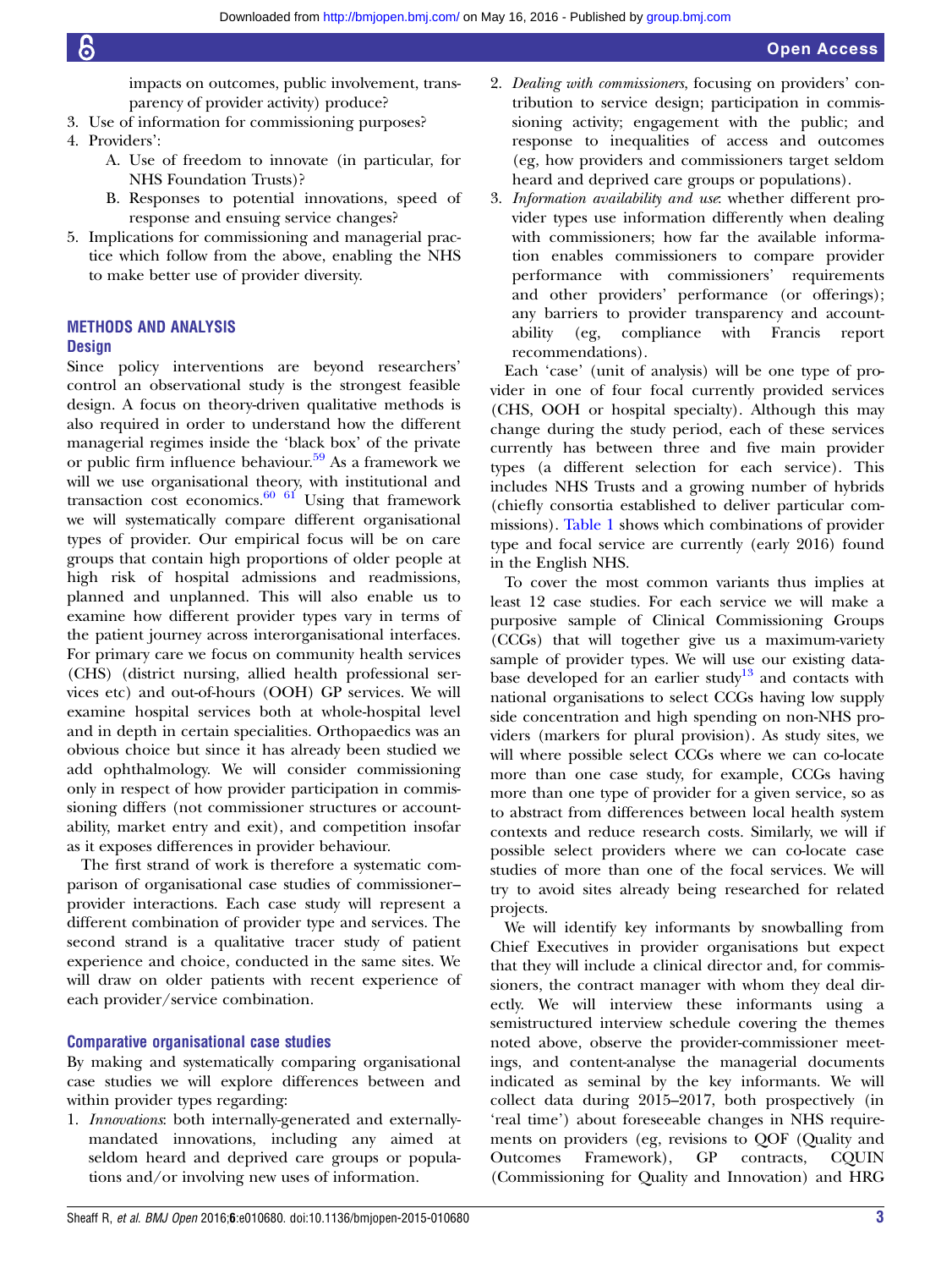impacts on outcomes, public involvement, transparency of provider activity) produce?

3. Use of information for commissioning purposes?
4. Providers':
   A. Use of freedom to innovate (in particular, for NHS Foundation Trusts)?
   B. Responses to potential innovations, speed of response and ensuing service changes?
5. Implications for commissioning and managerial practice which follow from the above, enabling the NHS to make better use of provider diversity.

## METHODS AND ANALYSIS

### Design

Since policy interventions are beyond researchers' control an observational study is the strongest feasible design. A focus on theory-driven qualitative methods is also required in order to understand how the different managerial regimes inside the 'black box' of the private or public firm influence behaviour.[59] As a framework we will we use organisational theory, with institutional and transaction cost economics.[60 61] Using that framework we will systematically compare different organisational types of provider. Our empirical focus will be on care groups that contain high proportions of older people at high risk of hospital admissions and readmissions, planned and unplanned. This will also enable us to examine how different provider types vary in terms of the patient journey across interorganisational interfaces. For primary care we focus on community health services (CHS) (district nursing, allied health professional services etc) and out-of-hours (OOH) GP services. We will examine hospital services both at whole-hospital level and in depth in certain specialities. Orthopaedics was an obvious choice but since it has already been studied we add ophthalmology. We will consider commissioning only in respect of how provider participation in commissioning differs (not commissioner structures or accountability, market entry and exit), and competition insofar as it exposes differences in provider behaviour.

The first strand of work is therefore a systematic comparison of organisational case studies of commissioner–provider interactions. Each case study will represent a different combination of provider type and services. The second strand is a qualitative tracer study of patient experience and choice, conducted in the same sites. We will draw on older patients with recent experience of each provider/service combination.

### Comparative organisational case studies

By making and systematically comparing organisational case studies we will explore differences between and within provider types regarding:

1. *Innovations*: both internally-generated and externally-mandated innovations, including any aimed at seldom heard and deprived care groups or populations and/or involving new uses of information.
2. *Dealing with commissioners*, focusing on providers' contribution to service design; participation in commissioning activity; engagement with the public; and response to inequalities of access and outcomes (eg, how providers and commissioners target seldom heard and deprived care groups or populations).
3. *Information availability and use*: whether different provider types use information differently when dealing with commissioners; how far the available information enables commissioners to compare provider performance with commissioners' requirements and other providers' performance (or offerings); any barriers to provider transparency and accountability (eg, compliance with Francis report recommendations).

Each 'case' (unit of analysis) will be one type of provider in one of four focal currently provided services (CHS, OOH or hospital specialty). Although this may change during the study period, each of these services currently has between three and five main provider types (a different selection for each service). This includes NHS Trusts and a growing number of hybrids (chiefly consortia established to deliver particular commissions). Table 1 shows which combinations of provider type and focal service are currently (early 2016) found in the English NHS.

To cover the most common variants thus implies at least 12 case studies. For each service we will make a purposive sample of Clinical Commissioning Groups (CCGs) that will together give us a maximum-variety sample of provider types. We will use our existing database developed for an earlier study[13] and contacts with national organisations to select CCGs having low supply side concentration and high spending on non-NHS providers (markers for plural provision). As study sites, we will where possible select CCGs where we can co-locate more than one case study, for example, CCGs having more than one type of provider for a given service, so as to abstract from differences between local health system contexts and reduce research costs. Similarly, we will if possible select providers where we can co-locate case studies of more than one of the focal services. We will try to avoid sites already being researched for related projects.

We will identify key informants by snowballing from Chief Executives in provider organisations but expect that they will include a clinical director and, for commissioners, the contract manager with whom they deal directly. We will interview these informants using a semistructured interview schedule covering the themes noted above, observe the provider-commissioner meetings, and content-analyse the managerial documents indicated as seminal by the key informants. We will collect data during 2015–2017, both prospectively (in 'real time') about foreseeable changes in NHS requirements on providers (eg, revisions to QOF (Quality and Outcomes Framework), GP contracts, CQUIN (Commissioning for Quality and Innovation) and HRG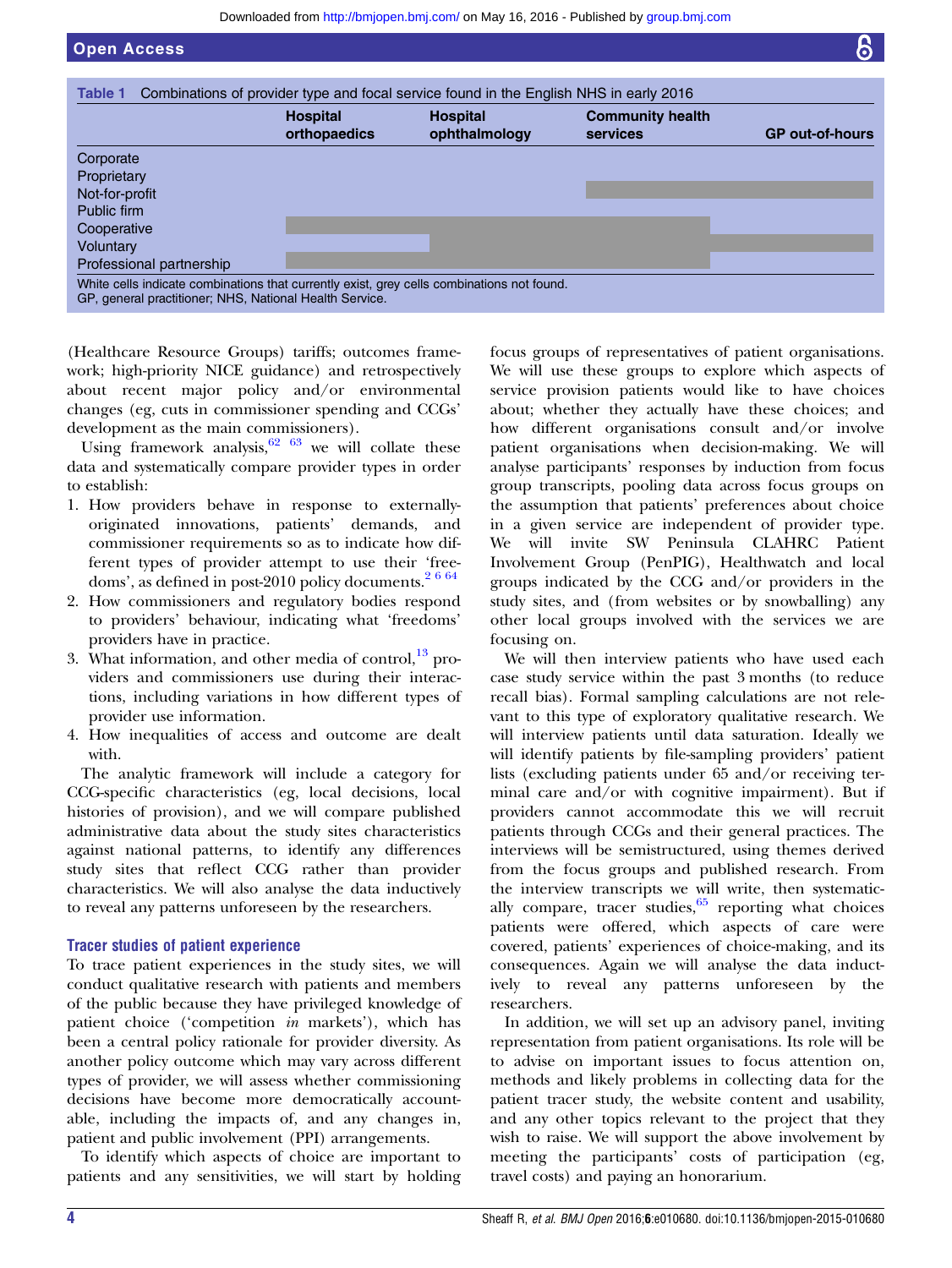**Table 1** Combinations of provider type and focal service found in the English NHS in early 2016

| | Hospital orthopaedics | Hospital ophthalmology | Community health services | GP out-of-hours |
|---|---|---|---|---|
| Corporate | White | White | White | White |
| Proprietary | White | White | White | White |
| Not-for-profit | White | White | Grey | Grey |
| Public firm | White | White | White | White |
| Cooperative | Grey | Grey | Grey | White |
| Voluntary | White | Grey | Grey | Grey |
| Professional partnership | Grey | Grey | Grey | White |

White cells indicate combinations that currently exist, grey cells combinations not found.
GP, general practitioner; NHS, National Health Service.

(Healthcare Resource Groups) tariffs; outcomes framework; high-priority NICE guidance) and retrospectively about recent major policy and/or environmental changes (eg, cuts in commissioner spending and CCGs' development as the main commissioners).

Using framework analysis,[62 63] we will collate these data and systematically compare provider types in order to establish:

1. How providers behave in response to externally-originated innovations, patients' demands, and commissioner requirements so as to indicate how different types of provider attempt to use their 'freedoms', as defined in post-2010 policy documents.[2 6 64]
2. How commissioners and regulatory bodies respond to providers' behaviour, indicating what 'freedoms' providers have in practice.
3. What information, and other media of control,[13] providers and commissioners use during their interactions, including variations in how different types of provider use information.
4. How inequalities of access and outcome are dealt with.

The analytic framework will include a category for CCG-specific characteristics (eg, local decisions, local histories of provision), and we will compare published administrative data about the study sites characteristics against national patterns, to identify any differences study sites that reflect CCG rather than provider characteristics. We will also analyse the data inductively to reveal any patterns unforeseen by the researchers.

### Tracer studies of patient experience

To trace patient experiences in the study sites, we will conduct qualitative research with patients and members of the public because they have privileged knowledge of patient choice ('competition *in* markets'), which has been a central policy rationale for provider diversity. As another policy outcome which may vary across different types of provider, we will assess whether commissioning decisions have become more democratically accountable, including the impacts of, and any changes in, patient and public involvement (PPI) arrangements.

To identify which aspects of choice are important to patients and any sensitivities, we will start by holding focus groups of representatives of patient organisations. We will use these groups to explore which aspects of service provision patients would like to have choices about; whether they actually have these choices; and how different organisations consult and/or involve patient organisations when decision-making. We will analyse participants' responses by induction from focus group transcripts, pooling data across focus groups on the assumption that patients' preferences about choice in a given service are independent of provider type. We will invite SW Peninsula CLAHRC Patient Involvement Group (PenPIG), Healthwatch and local groups indicated by the CCG and/or providers in the study sites, and (from websites or by snowballing) any other local groups involved with the services we are focusing on.

We will then interview patients who have used each case study service within the past 3 months (to reduce recall bias). Formal sampling calculations are not relevant to this type of exploratory qualitative research. We will interview patients until data saturation. Ideally we will identify patients by file-sampling providers' patient lists (excluding patients under 65 and/or receiving terminal care and/or with cognitive impairment). But if providers cannot accommodate this we will recruit patients through CCGs and their general practices. The interviews will be semistructured, using themes derived from the focus groups and published research. From the interview transcripts we will write, then systematically compare, tracer studies,[65] reporting what choices patients were offered, which aspects of care were covered, patients' experiences of choice-making, and its consequences. Again we will analyse the data inductively to reveal any patterns unforeseen by the researchers.

In addition, we will set up an advisory panel, inviting representation from patient organisations. Its role will be to advise on important issues to focus attention on, methods and likely problems in collecting data for the patient tracer study, the website content and usability, and any other topics relevant to the project that they wish to raise. We will support the above involvement by meeting the participants' costs of participation (eg, travel costs) and paying an honorarium.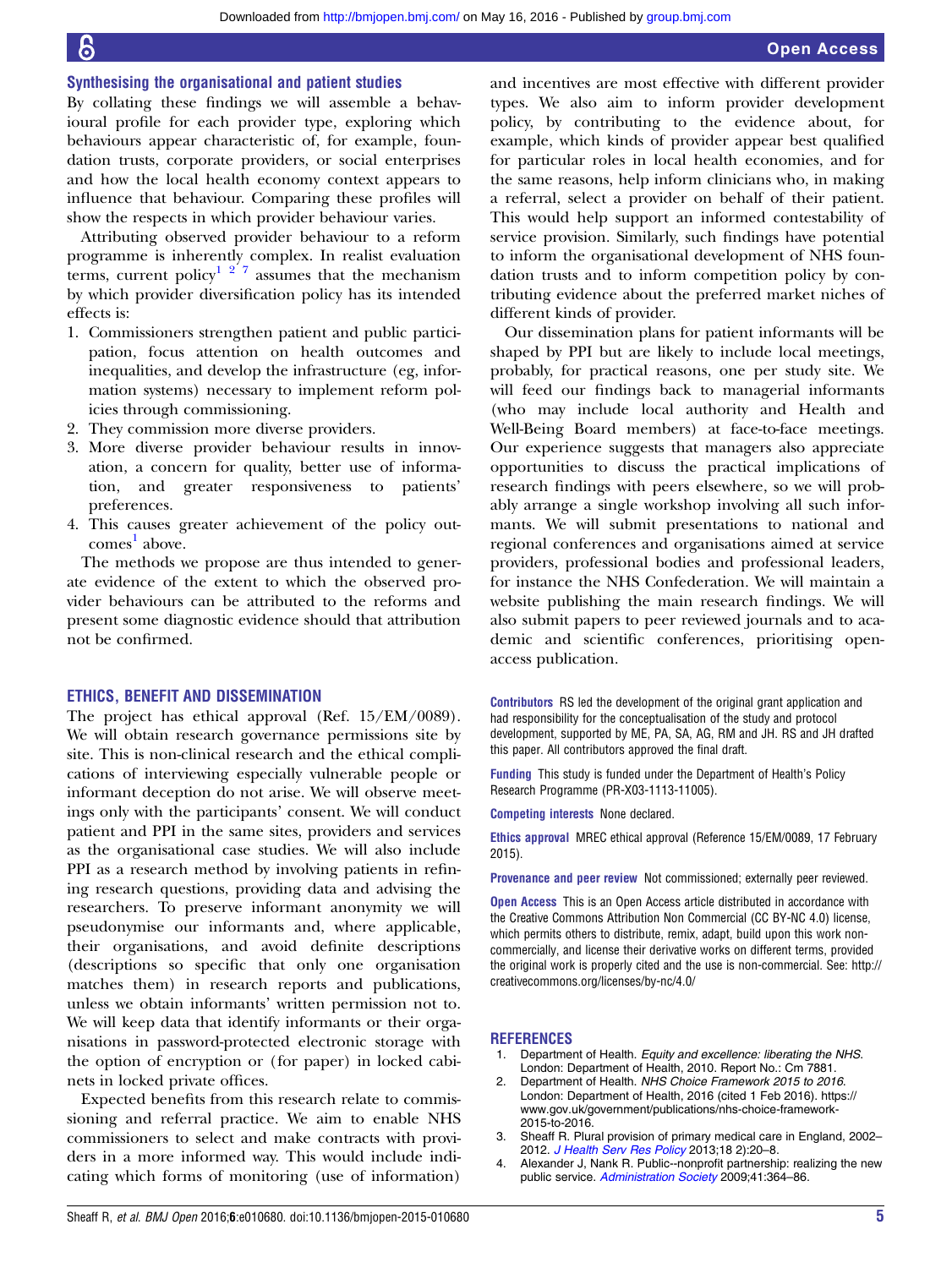### Synthesising the organisational and patient studies

By collating these findings we will assemble a behavioural profile for each provider type, exploring which behaviours appear characteristic of, for example, foundation trusts, corporate providers, or social enterprises and how the local health economy context appears to influence that behaviour. Comparing these profiles will show the respects in which provider behaviour varies.

Attributing observed provider behaviour to a reform programme is inherently complex. In realist evaluation terms, current policy[1 2 7] assumes that the mechanism by which provider diversification policy has its intended effects is:

1. Commissioners strengthen patient and public participation, focus attention on health outcomes and inequalities, and develop the infrastructure (eg, information systems) necessary to implement reform policies through commissioning.
2. They commission more diverse providers.
3. More diverse provider behaviour results in innovation, a concern for quality, better use of information, and greater responsiveness to patients' preferences.
4. This causes greater achievement of the policy outcomes[1] above.

The methods we propose are thus intended to generate evidence of the extent to which the observed provider behaviours can be attributed to the reforms and present some diagnostic evidence should that attribution not be confirmed.

## ETHICS, BENEFIT AND DISSEMINATION

The project has ethical approval (Ref. 15/EM/0089). We will obtain research governance permissions site by site. This is non-clinical research and the ethical complications of interviewing especially vulnerable people or informant deception do not arise. We will observe meetings only with the participants' consent. We will conduct patient and PPI in the same sites, providers and services as the organisational case studies. We will also include PPI as a research method by involving patients in refining research questions, providing data and advising the researchers. To preserve informant anonymity we will pseudonymise our informants and, where applicable, their organisations, and avoid definite descriptions (descriptions so specific that only one organisation matches them) in research reports and publications, unless we obtain informants' written permission not to. We will keep data that identify informants or their organisations in password-protected electronic storage with the option of encryption or (for paper) in locked cabinets in locked private offices.

Expected benefits from this research relate to commissioning and referral practice. We aim to enable NHS commissioners to select and make contracts with providers in a more informed way. This would include indicating which forms of monitoring (use of information) and incentives are most effective with different provider types. We also aim to inform provider development policy, by contributing to the evidence about, for example, which kinds of provider appear best qualified for particular roles in local health economies, and for the same reasons, help inform clinicians who, in making a referral, select a provider on behalf of their patient. This would help support an informed contestability of service provision. Similarly, such findings have potential to inform the organisational development of NHS foundation trusts and to inform competition policy by contributing evidence about the preferred market niches of different kinds of provider.

Our dissemination plans for patient informants will be shaped by PPI but are likely to include local meetings, probably, for practical reasons, one per study site. We will feed our findings back to managerial informants (who may include local authority and Health and Well-Being Board members) at face-to-face meetings. Our experience suggests that managers also appreciate opportunities to discuss the practical implications of research findings with peers elsewhere, so we will probably arrange a single workshop involving all such informants. We will submit presentations to national and regional conferences and organisations aimed at service providers, professional bodies and professional leaders, for instance the NHS Confederation. We will maintain a website publishing the main research findings. We will also submit papers to peer reviewed journals and to academic and scientific conferences, prioritising open-access publication.

**Contributors** RS led the development of the original grant application and had responsibility for the conceptualisation of the study and protocol development, supported by ME, PA, SA, AG, RM and JH. RS and JH drafted this paper. All contributors approved the final draft.

**Funding** This study is funded under the Department of Health's Policy Research Programme (PR-X03-1113-11005).

**Competing interests** None declared.

**Ethics approval** MREC ethical approval (Reference 15/EM/0089, 17 February 2015).

**Provenance and peer review** Not commissioned; externally peer reviewed.

**Open Access** This is an Open Access article distributed in accordance with the Creative Commons Attribution Non Commercial (CC BY-NC 4.0) license, which permits others to distribute, remix, adapt, build upon this work non-commercially, and license their derivative works on different terms, provided the original work is properly cited and the use is non-commercial. See: http://creativecommons.org/licenses/by-nc/4.0/

## REFERENCES

1. Department of Health. *Equity and excellence: liberating the NHS*. London: Department of Health, 2010. Report No.: Cm 7881.
2. Department of Health. *NHS Choice Framework 2015 to 2016*. London: Department of Health, 2016 (cited 1 Feb 2016). https://www.gov.uk/government/publications/nhs-choice-framework-2015-to-2016.
3. Sheaff R. Plural provision of primary medical care in England, 2002–2012. *J Health Serv Res Policy* 2013;18 2):20–8.
4. Alexander J, Nank R. Public--nonprofit partnership: realizing the new public service. *Administration Society* 2009;41:364–86.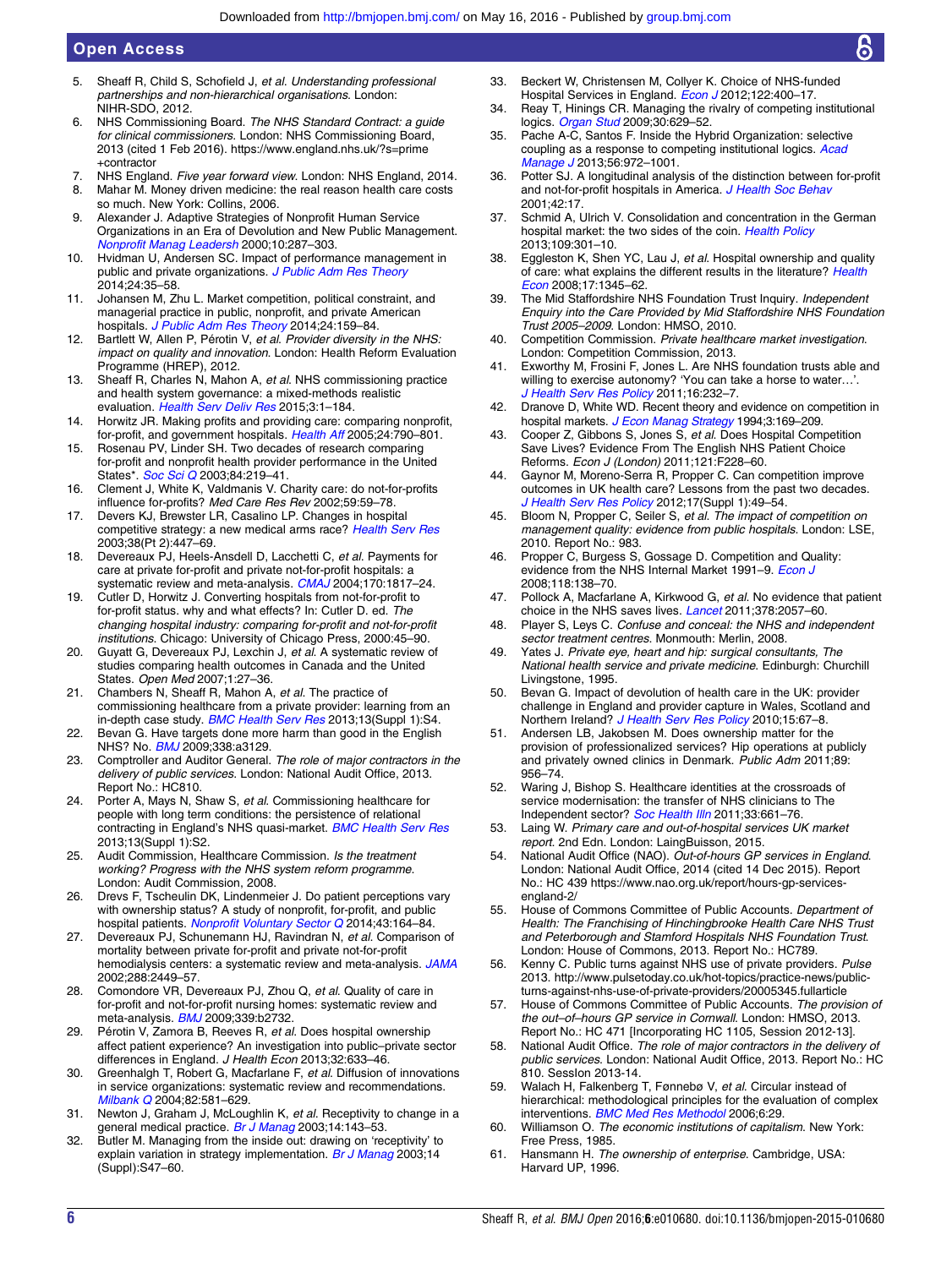5. Sheaff R, Child S, Schofield J, *et al*. *Understanding professional partnerships and non-hierarchical organisations*. London: NIHR-SDO, 2012.
6. NHS Commissioning Board. *The NHS Standard Contract: a guide for clinical commissioners*. London: NHS Commissioning Board, 2013 (cited 1 Feb 2016). https://www.england.nhs.uk/?s=prime+contractor
7. NHS England. *Five year forward view*. London: NHS England, 2014.
8. Mahar M. Money driven medicine: the real reason health care costs so much. New York: Collins, 2006.
9. Alexander J. Adaptive Strategies of Nonprofit Human Service Organizations in an Era of Devolution and New Public Management. *Nonprofit Manag Leadersh* 2000;10:287–303.
10. Hvidman U, Andersen SC. Impact of performance management in public and private organizations. *J Public Adm Res Theory* 2014;24:35–58.
11. Johansen M, Zhu L. Market competition, political constraint, and managerial practice in public, nonprofit, and private American hospitals. *J Public Adm Res Theory* 2014;24:159–84.
12. Bartlett W, Allen P, Pérotin V, *et al*. *Provider diversity in the NHS: impact on quality and innovation*. London: Health Reform Evaluation Programme (HREP), 2012.
13. Sheaff R, Charles N, Mahon A, *et al*. NHS commissioning practice and health system governance: a mixed-methods realistic evaluation. *Health Serv Deliv Res* 2015;3:1–184.
14. Horwitz JR. Making profits and providing care: comparing nonprofit, for-profit, and government hospitals. *Health Aff* 2005;24:790–801.
15. Rosenau PV, Linder SH. Two decades of research comparing for-profit and nonprofit health provider performance in the United States*. *Soc Sci Q* 2003;84:219–41.
16. Clement J, White K, Valdmanis V. Charity care: do not-for-profits influence for-profits? *Med Care Res Rev* 2002;59:59–78.
17. Devers KJ, Brewster LR, Casalino LP. Changes in hospital competitive strategy: a new medical arms race? *Health Serv Res* 2003;38(Pt 2):447–69.
18. Devereaux PJ, Heels-Ansdell D, Lacchetti C, *et al*. Payments for care at private for-profit and private not-for-profit hospitals: a systematic review and meta-analysis. *CMAJ* 2004;170:1817–24.
19. Cutler D, Horwitz J. Converting hospitals from not-for-profit to for-profit status. why and what effects? In: Cutler D. ed. *The changing hospital industry: comparing for-profit and not-for-profit institutions*. Chicago: University of Chicago Press, 2000:45–90.
20. Guyatt G, Devereaux PJ, Lexchin J, *et al*. A systematic review of studies comparing health outcomes in Canada and the United States. *Open Med* 2007;1:27–36.
21. Chambers N, Sheaff R, Mahon A, *et al*. The practice of commissioning healthcare from a private provider: learning from an in-depth case study. *BMC Health Serv Res* 2013;13(Suppl 1):S4.
22. Bevan G. Have targets done more harm than good in the English NHS? No. *BMJ* 2009;338:a3129.
23. Comptroller and Auditor General. *The role of major contractors in the delivery of public services*. London: National Audit Office, 2013. Report No.: HC810.
24. Porter A, Mays N, Shaw S, *et al*. Commissioning healthcare for people with long term conditions: the persistence of relational contracting in England's NHS quasi-market. *BMC Health Serv Res* 2013;13(Suppl 1):S2.
25. Audit Commission, Healthcare Commission. *Is the treatment working? Progress with the NHS system reform programme*. London: Audit Commission, 2008.
26. Drevs F, Tscheulin DK, Lindenmeier J. Do patient perceptions vary with ownership status? A study of nonprofit, for-profit, and public hospital patients. *Nonprofit Voluntary Sector Q* 2014;43:164–84.
27. Devereaux PJ, Schunemann HJ, Ravindran N, *et al*. Comparison of mortality between private for-profit and private not-for-profit hemodialysis centers: a systematic review and meta-analysis. *JAMA* 2002;288:2449–57.
28. Comondore VR, Devereaux PJ, Zhou Q, *et al*. Quality of care in for-profit and not-for-profit nursing homes: systematic review and meta-analysis. *BMJ* 2009;339:b2732.
29. Pérotin V, Zamora B, Reeves R, *et al*. Does hospital ownership affect patient experience? An investigation into public–private sector differences in England. *J Health Econ* 2013;32:633–46.
30. Greenhalgh T, Robert G, Macfarlane F, *et al*. Diffusion of innovations in service organizations: systematic review and recommendations. *Milbank Q* 2004;82:581–629.
31. Newton J, Graham J, McLoughlin K, *et al*. Receptivity to change in a general medical practice. *Br J Manag* 2003;14:143–53.
32. Butler M. Managing from the inside out: drawing on 'receptivity' to explain variation in strategy implementation. *Br J Manag* 2003;14 (Suppl):S47–60.
33. Beckert W, Christensen M, Collyer K. Choice of NHS-funded Hospital Services in England. *Econ J* 2012;122:400–17.
34. Reay T, Hinings CR. Managing the rivalry of competing institutional logics. *Organ Stud* 2009;30:629–52.
35. Pache A-C, Santos F. Inside the Hybrid Organization: selective coupling as a response to competing institutional logics. *Acad Manage J* 2013;56:972–1001.
36. Potter SJ. A longitudinal analysis of the distinction between for-profit and not-for-profit hospitals in America. *J Health Soc Behav* 2001;42:17.
37. Schmid A, Ulrich V. Consolidation and concentration in the German hospital market: the two sides of the coin. *Health Policy* 2013;109:301–10.
38. Eggleston K, Shen YC, Lau J, *et al*. Hospital ownership and quality of care: what explains the different results in the literature? *Health Econ* 2008;17:1345–62.
39. The Mid Staffordshire NHS Foundation Trust Inquiry. *Independent Enquiry into the Care Provided by Mid Staffordshire NHS Foundation Trust 2005–2009*. London: HMSO, 2010.
40. Competition Commission. *Private healthcare market investigation*. London: Competition Commission, 2013.
41. Exworthy M, Frosini F, Jones L. Are NHS foundation trusts able and willing to exercise autonomy? 'You can take a horse to water…'. *J Health Serv Res Policy* 2011;16:232–7.
42. Dranove D, White WD. Recent theory and evidence on competition in hospital markets. *J Econ Manag Strategy* 1994;3:169–209.
43. Cooper Z, Gibbons S, Jones S, *et al*. Does Hospital Competition Save Lives? Evidence From The English NHS Patient Choice Reforms. *Econ J (London)* 2011;121:F228–60.
44. Gaynor M, Moreno-Serra R, Propper C. Can competition improve outcomes in UK health care? Lessons from the past two decades. *J Health Serv Res Policy* 2012;17(Suppl 1):49–54.
45. Bloom N, Propper C, Seiler S, *et al*. *The impact of competition on management quality: evidence from public hospitals*. London: LSE, 2010. Report No.: 983.
46. Propper C, Burgess S, Gossage D. Competition and Quality: evidence from the NHS Internal Market 1991–9. *Econ J* 2008;118:138–70.
47. Pollock A, Macfarlane A, Kirkwood G, *et al*. No evidence that patient choice in the NHS saves lives. *Lancet* 2011;378:2057–60.
48. Player S, Leys C. *Confuse and conceal: the NHS and independent sector treatment centres*. Monmouth: Merlin, 2008.
49. Yates J. *Private eye, heart and hip: surgical consultants, The National health service and private medicine*. Edinburgh: Churchill Livingstone, 1995.
50. Bevan G. Impact of devolution of health care in the UK: provider challenge in England and provider capture in Wales, Scotland and Northern Ireland? *J Health Serv Res Policy* 2010;15:67–8.
51. Andersen LB, Jakobsen M. Does ownership matter for the provision of professionalized services? Hip operations at publicly and privately owned clinics in Denmark. *Public Adm* 2011;89: 956–74.
52. Waring J, Bishop S. Healthcare identities at the crossroads of service modernisation: the transfer of NHS clinicians to The Independent sector? *Soc Health Illn* 2011;33:661–76.
53. Laing W. *Primary care and out-of-hospital services UK market report*. 2nd Edn. London: LaingBuisson, 2015.
54. National Audit Office (NAO). *Out-of-hours GP services in England*. London: National Audit Office, 2014 (cited 14 Dec 2015). Report No.: HC 439 https://www.nao.org.uk/report/hours-gp-services-england-2/
55. House of Commons Committee of Public Accounts. *Department of Health: The Franchising of Hinchingbrooke Health Care NHS Trust and Peterborough and Stamford Hospitals NHS Foundation Trust*. London: House of Commons, 2013. Report No.: HC789.
56. Kenny C. Public turns against NHS use of private providers. *Pulse* 2013. http://www.pulsetoday.co.uk/hot-topics/practice-news/public-turns-against-nhs-use-of-private-providers/20005345.fullarticle
57. House of Commons Committee of Public Accounts. *The provision of the out–of–hours GP service in Cornwall*. London: HMSO, 2013. Report No.: HC 471 [Incorporating HC 1105, Session 2012-13].
58. National Audit Office. *The role of major contractors in the delivery of public services*. London: National Audit Office, 2013. Report No.: HC 810. Session 2013-14.
59. Walach H, Falkenberg T, Fønnebø V, *et al*. Circular instead of hierarchical: methodological principles for the evaluation of complex interventions. *BMC Med Res Methodol* 2006;6:29.
60. Williamson O. *The economic institutions of capitalism*. New York: Free Press, 1985.
61. Hansmann H. *The ownership of enterprise*. Cambridge, USA: Harvard UP, 1996.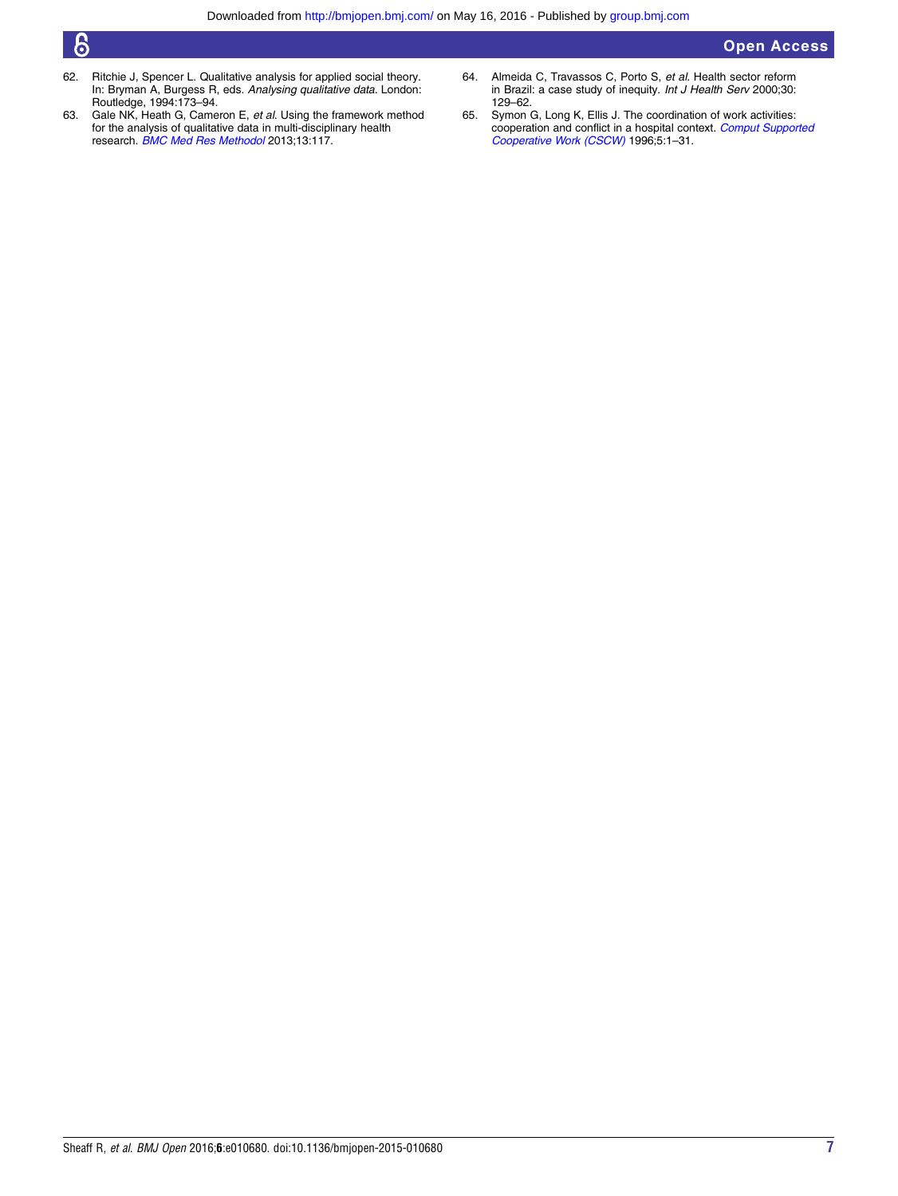62. Ritchie J, Spencer L. Qualitative analysis for applied social theory. In: Bryman A, Burgess R, eds. *Analysing qualitative data*. London: Routledge, 1994:173–94.
63. Gale NK, Heath G, Cameron E, *et al*. Using the framework method for the analysis of qualitative data in multi-disciplinary health research. *BMC Med Res Methodol* 2013;13:117.
64. Almeida C, Travassos C, Porto S, *et al*. Health sector reform in Brazil: a case study of inequity. *Int J Health Serv* 2000;30:129–62.
65. Symon G, Long K, Ellis J. The coordination of work activities: cooperation and conflict in a hospital context. *Comput Supported Cooperative Work (CSCW)* 1996;5:1–31.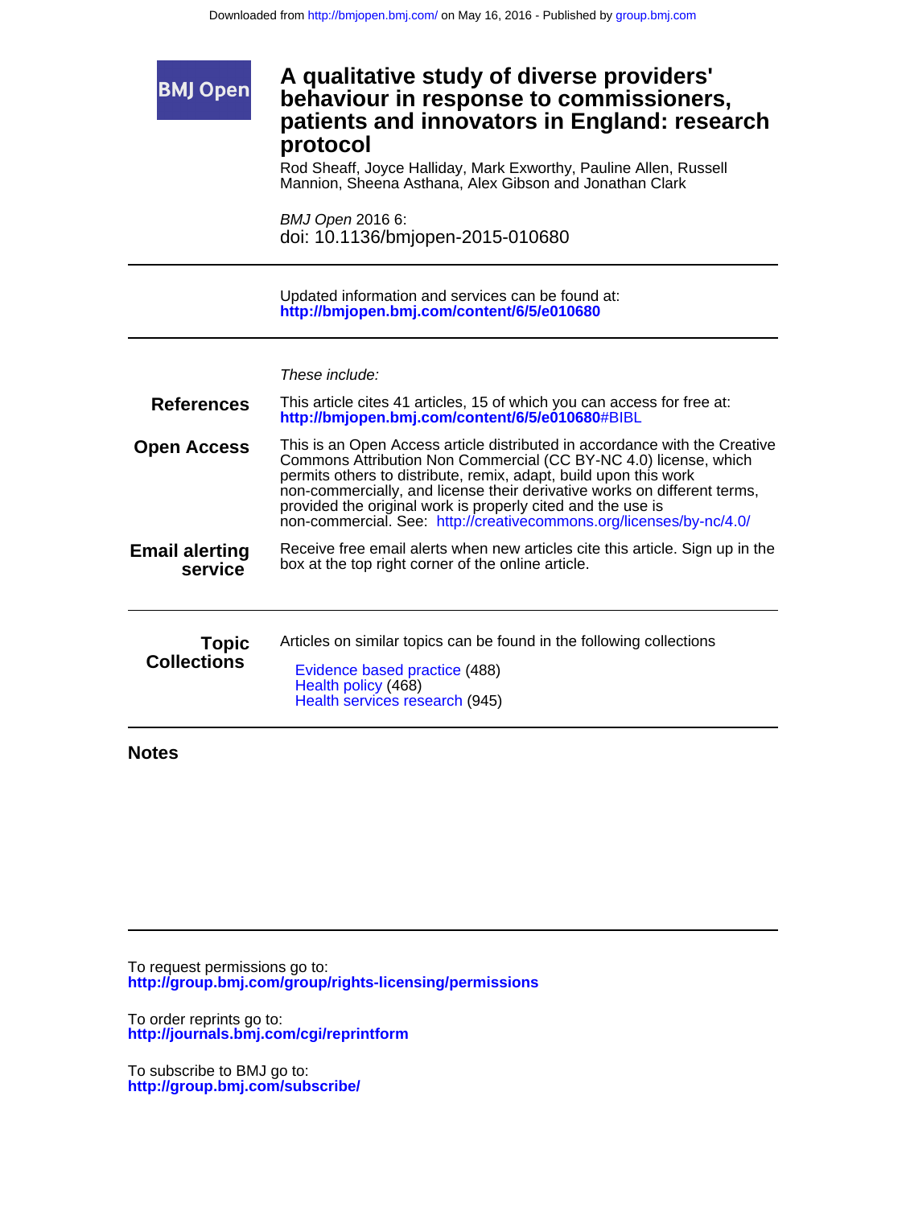Downloaded from http://bmjopen.bmj.com/ on May 16, 2016 - Published by group.bmj.com

BMJ Open

# A qualitative study of diverse providers' behaviour in response to commissioners, patients and innovators in England: research protocol

Rod Sheaff, Joyce Halliday, Mark Exworthy, Pauline Allen, Russell Mannion, Sheena Asthana, Alex Gibson and Jonathan Clark

*BMJ Open* 2016 6:
doi: 10.1136/bmjopen-2015-010680

Updated information and services can be found at:
**http://bmjopen.bmj.com/content/6/5/e010680**

*These include:*

**References**
This article cites 41 articles, 15 of which you can access for free at:
**http://bmjopen.bmj.com/content/6/5/e010680**#BIBL

**Open Access**
This is an Open Access article distributed in accordance with the Creative Commons Attribution Non Commercial (CC BY-NC 4.0) license, which permits others to distribute, remix, adapt, build upon this work non-commercially, and license their derivative works on different terms, provided the original work is properly cited and the use is non-commercial. See: http://creativecommons.org/licenses/by-nc/4.0/

**Email alerting service**
Receive free email alerts when new articles cite this article. Sign up in the box at the top right corner of the online article.

**Topic Collections**
Articles on similar topics can be found in the following collections

- Evidence based practice (488)
- Health policy (468)
- Health services research (945)

## Notes

To request permissions go to:
**http://group.bmj.com/group/rights-licensing/permissions**

To order reprints go to:
**http://journals.bmj.com/cgi/reprintform**

To subscribe to BMJ go to:
**http://group.bmj.com/subscribe/**